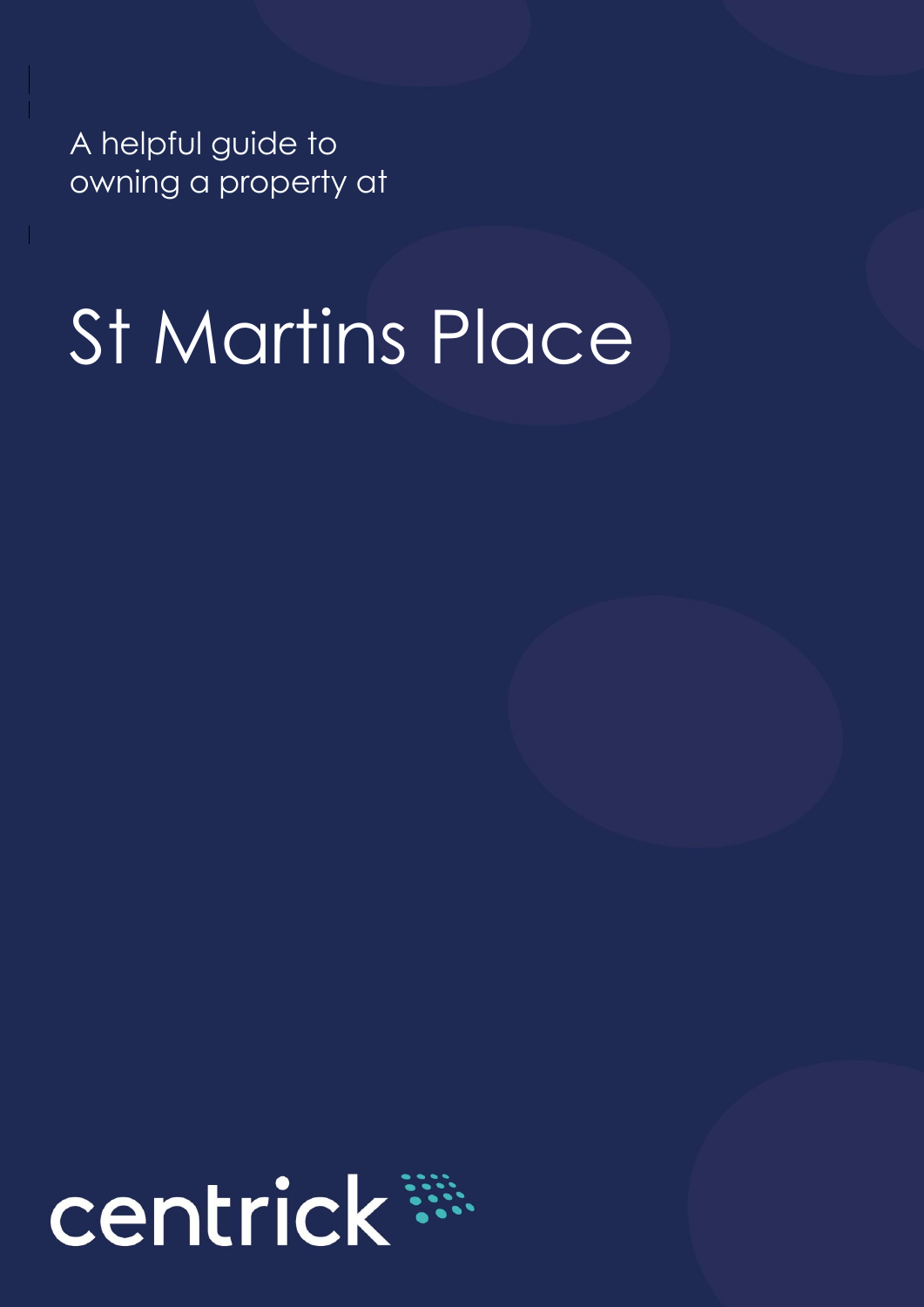A helpful guide to owning a property at

# St Martins Place

centrick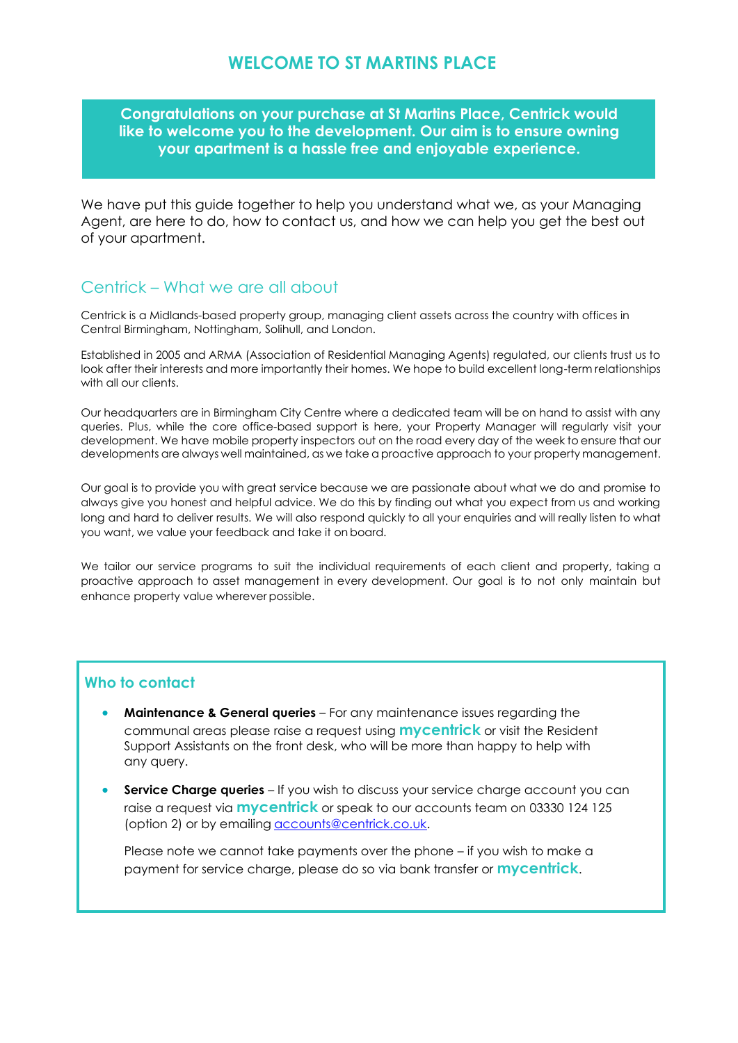# WELCOME TO ST MARTINS PLACE

**Congratulations on your purchase at St Martins Place, Centrick would like to welcome you to the development. Our aim is to ensure owning your apartment is a hassle free and enjoyable experience.**

We have put this guide together to help you understand what we, as your Managing Agent, are here to do, how to contact us, and how we can help you get the best out of your apartment.

## Centrick – What we are all about

Centrick is a Midlands-based property group, managing client assets across the country with offices in Central Birmingham, Nottingham, Solihull, and London.

Established in 2005 and ARMA (Association of Residential Managing Agents) regulated, our clients trust us to look after their interests and more importantly their homes. We hope to build excellent long-term relationships with all our clients.

Our headquarters are in Birmingham City Centre where a dedicated team will be on hand to assist with any queries. Plus, while the core office-based support is here, your Property Manager will regularly visit your development. We have mobile property inspectors out on the road every day of the week to ensure that our developments are always well maintained, as we take a proactive approach to your property management.

Our goal is to provide you with great service because we are passionate about what we do and promise to always give you honest and helpful advice. We do this by finding out what you expect from us and working long and hard to deliver results. We will also respond quickly to all your enquiries and will really listen to what you want, we value your feedback and take it on board.

We tailor our service programs to suit the individual requirements of each client and property, taking a proactive approach to asset management in every development. Our goal is to not only maintain but enhance property value wherever possible.

### Who to contact

- **Maintenance & General queries** – For any maintenance issues regarding the communal areas please raise a request using **mycentrick** or visit the Resident Support Assistants on the front desk, who will be more than happy to help with any query.
- **Service Charge queries** – If you wish to discuss your service charge account you can raise a request via **mycentrick** or speak to our accounts team on 03330 124 125 (option 2) or by emailing accounts@centrick.co.uk.

  Please note we cannot take payments over the phone – if you wish to make a payment for service charge, please do so via bank transfer or **mycentrick**.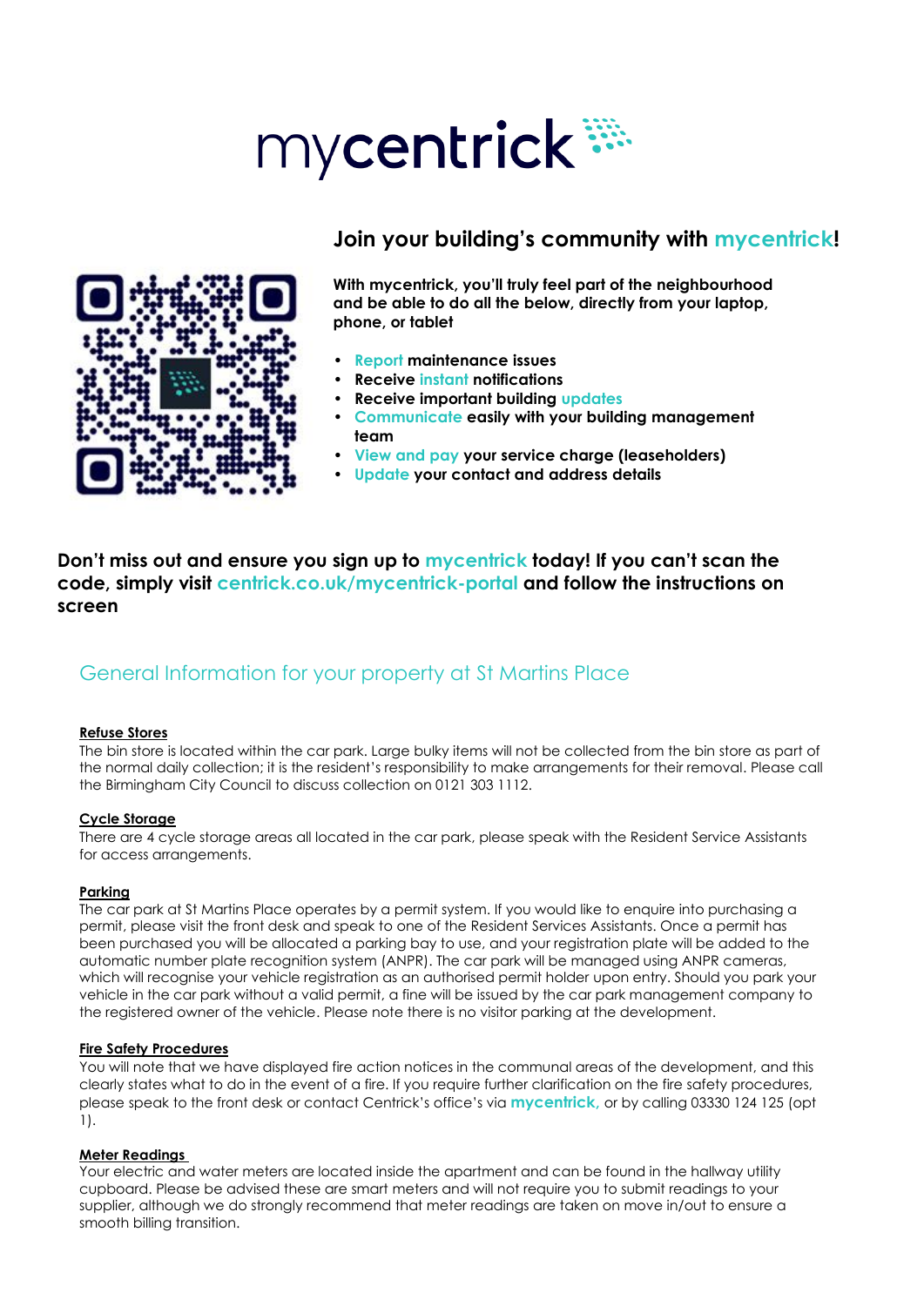# mycentrick

## Join your building's community with mycentrick!

**With mycentrick, you'll truly feel part of the neighbourhood and be able to do all the below, directly from your laptop, phone, or tablet**

- **Report maintenance issues**
- **Receive instant notifications**
- **Receive important building updates**
- **Communicate easily with your building management team**
- **View and pay your service charge (leaseholders)**
- **Update your contact and address details**

**Don't miss out and ensure you sign up to mycentrick today! If you can't scan the code, simply visit centrick.co.uk/mycentrick-portal and follow the instructions on screen**

## General Information for your property at St Martins Place

**Refuse Stores**

The bin store is located within the car park. Large bulky items will not be collected from the bin store as part of the normal daily collection; it is the resident's responsibility to make arrangements for their removal. Please call the Birmingham City Council to discuss collection on 0121 303 1112.

**Cycle Storage**

There are 4 cycle storage areas all located in the car park, please speak with the Resident Service Assistants for access arrangements.

**Parking**

The car park at St Martins Place operates by a permit system. If you would like to enquire into purchasing a permit, please visit the front desk and speak to one of the Resident Services Assistants. Once a permit has been purchased you will be allocated a parking bay to use, and your registration plate will be added to the automatic number plate recognition system (ANPR). The car park will be managed using ANPR cameras, which will recognise your vehicle registration as an authorised permit holder upon entry. Should you park your vehicle in the car park without a valid permit, a fine will be issued by the car park management company to the registered owner of the vehicle. Please note there is no visitor parking at the development.

**Fire Safety Procedures**

You will note that we have displayed fire action notices in the communal areas of the development, and this clearly states what to do in the event of a fire. If you require further clarification on the fire safety procedures, please speak to the front desk or contact Centrick's office's via **mycentrick**, or by calling 03330 124 125 (opt 1).

**Meter Readings**

Your electric and water meters are located inside the apartment and can be found in the hallway utility cupboard. Please be advised these are smart meters and will not require you to submit readings to your supplier, although we do strongly recommend that meter readings are taken on move in/out to ensure a smooth billing transition.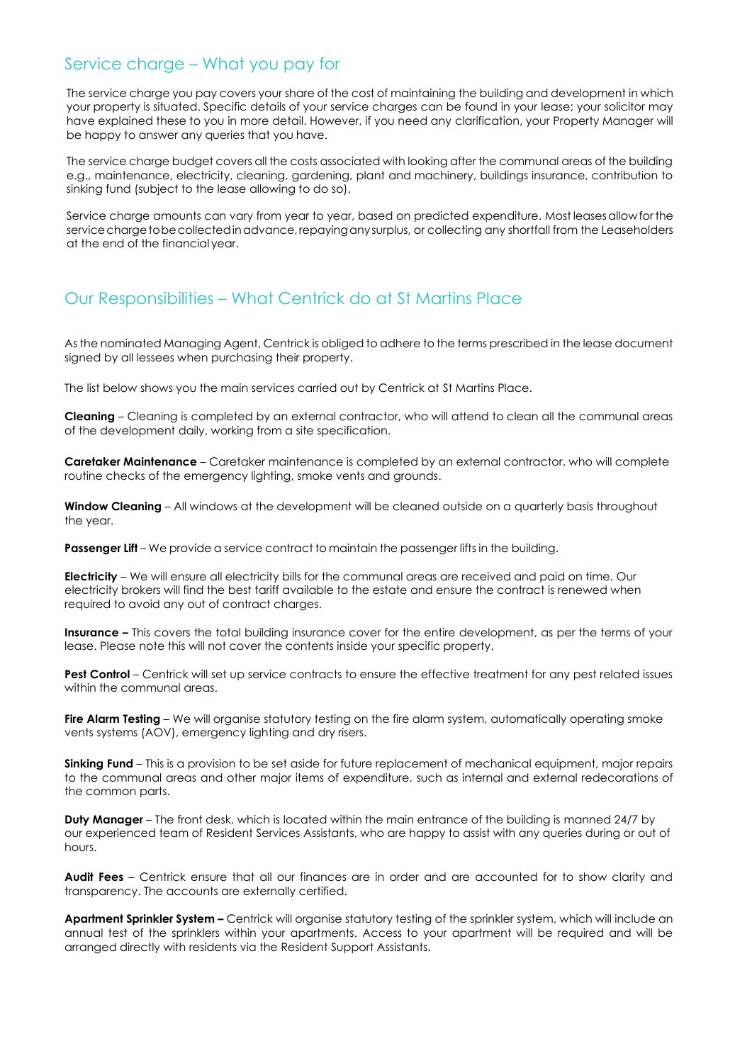## Service charge – What you pay for

The service charge you pay covers your share of the cost of maintaining the building and development in which your property is situated. Specific details of your service charges can be found in your lease; your solicitor may have explained these to you in more detail. However, if you need any clarification, your Property Manager will be happy to answer any queries that you have.

The service charge budget covers all the costs associated with looking after the communal areas of the building e.g., maintenance, electricity, cleaning, gardening, plant and machinery, buildings insurance, contribution to sinking fund (subject to the lease allowing to do so).

Service charge amounts can vary from year to year, based on predicted expenditure. Most leases allow for the service charge to be collected in advance, repaying any surplus, or collecting any shortfall from the Leaseholders at the end of the financial year.

## Our Responsibilities – What Centrick do at St Martins Place

As the nominated Managing Agent, Centrick is obliged to adhere to the terms prescribed in the lease document signed by all lessees when purchasing their property.

The list below shows you the main services carried out by Centrick at St Martins Place.

**Cleaning** – Cleaning is completed by an external contractor, who will attend to clean all the communal areas of the development daily, working from a site specification.

**Caretaker Maintenance** – Caretaker maintenance is completed by an external contractor, who will complete routine checks of the emergency lighting, smoke vents and grounds.

**Window Cleaning** – All windows at the development will be cleaned outside on a quarterly basis throughout the year.

**Passenger Lift** – We provide a service contract to maintain the passenger lifts in the building.

**Electricity** – We will ensure all electricity bills for the communal areas are received and paid on time. Our electricity brokers will find the best tariff available to the estate and ensure the contract is renewed when required to avoid any out of contract charges.

**Insurance –** This covers the total building insurance cover for the entire development, as per the terms of your lease. Please note this will not cover the contents inside your specific property.

**Pest Control** – Centrick will set up service contracts to ensure the effective treatment for any pest related issues within the communal areas.

**Fire Alarm Testing** – We will organise statutory testing on the fire alarm system, automatically operating smoke vents systems (AOV), emergency lighting and dry risers.

**Sinking Fund** – This is a provision to be set aside for future replacement of mechanical equipment, major repairs to the communal areas and other major items of expenditure, such as internal and external redecorations of the common parts.

**Duty Manager** – The front desk, which is located within the main entrance of the building is manned 24/7 by our experienced team of Resident Services Assistants, who are happy to assist with any queries during or out of hours.

**Audit Fees** – Centrick ensure that all our finances are in order and are accounted for to show clarity and transparency. The accounts are externally certified.

**Apartment Sprinkler System –** Centrick will organise statutory testing of the sprinkler system, which will include an annual test of the sprinklers within your apartments. Access to your apartment will be required and will be arranged directly with residents via the Resident Support Assistants.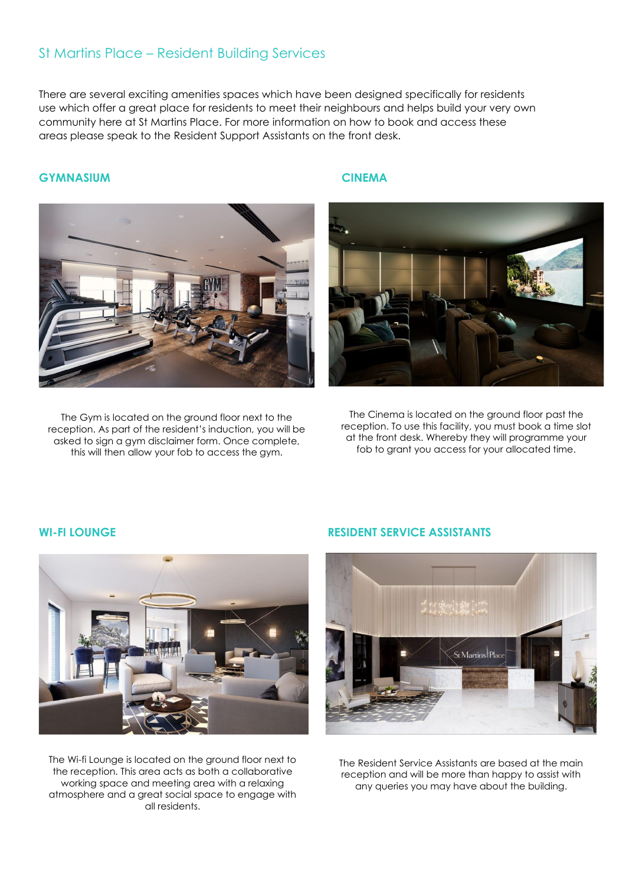# St Martins Place – Resident Building Services

There are several exciting amenities spaces which have been designed specifically for residents use which offer a great place for residents to meet their neighbours and helps build your very own community here at St Martins Place. For more information on how to book and access these areas please speak to the Resident Support Assistants on the front desk.

## GYMNASIUM

The Gym is located on the ground floor next to the reception. As part of the resident's induction, you will be asked to sign a gym disclaimer form. Once complete, this will then allow your fob to access the gym.

## CINEMA

The Cinema is located on the ground floor past the reception. To use this facility, you must book a time slot at the front desk. Whereby they will programme your fob to grant you access for your allocated time.

## WI-FI LOUNGE

The Wi-fi Lounge is located on the ground floor next to the reception. This area acts as both a collaborative working space and meeting area with a relaxing atmosphere and a great social space to engage with all residents.

## RESIDENT SERVICE ASSISTANTS

The Resident Service Assistants are based at the main reception and will be more than happy to assist with any queries you may have about the building.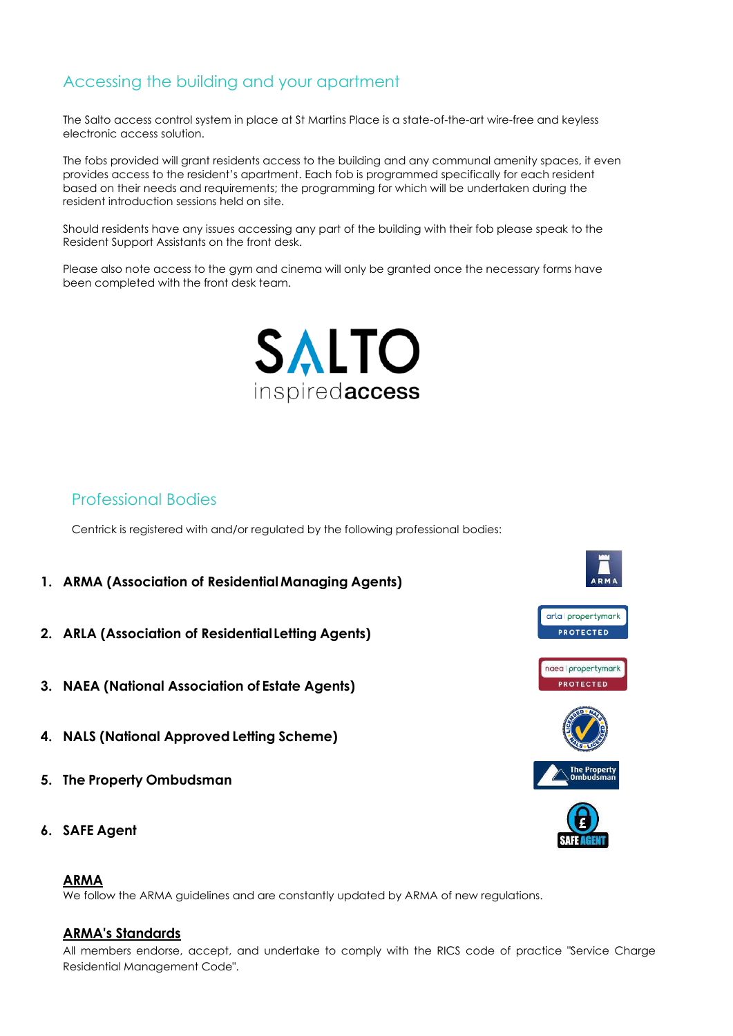## Accessing the building and your apartment

The Salto access control system in place at St Martins Place is a state-of-the-art wire-free and keyless electronic access solution.

The fobs provided will grant residents access to the building and any communal amenity spaces, it even provides access to the resident's apartment. Each fob is programmed specifically for each resident based on their needs and requirements; the programming for which will be undertaken during the resident introduction sessions held on site.

Should residents have any issues accessing any part of the building with their fob please speak to the Resident Support Assistants on the front desk.

Please also note access to the gym and cinema will only be granted once the necessary forms have been completed with the front desk team.

## Professional Bodies

Centrick is registered with and/or regulated by the following professional bodies:

1. **ARMA (Association of Residential Managing Agents)**
2. **ARLA (Association of Residential Letting Agents)**
3. **NAEA (National Association of Estate Agents)**
4. **NALS (National Approved Letting Scheme)**
5. **The Property Ombudsman**
6. **SAFE Agent**

### ARMA

We follow the ARMA guidelines and are constantly updated by ARMA of new regulations.

### ARMA's Standards

All members endorse, accept, and undertake to comply with the RICS code of practice "Service Charge Residential Management Code".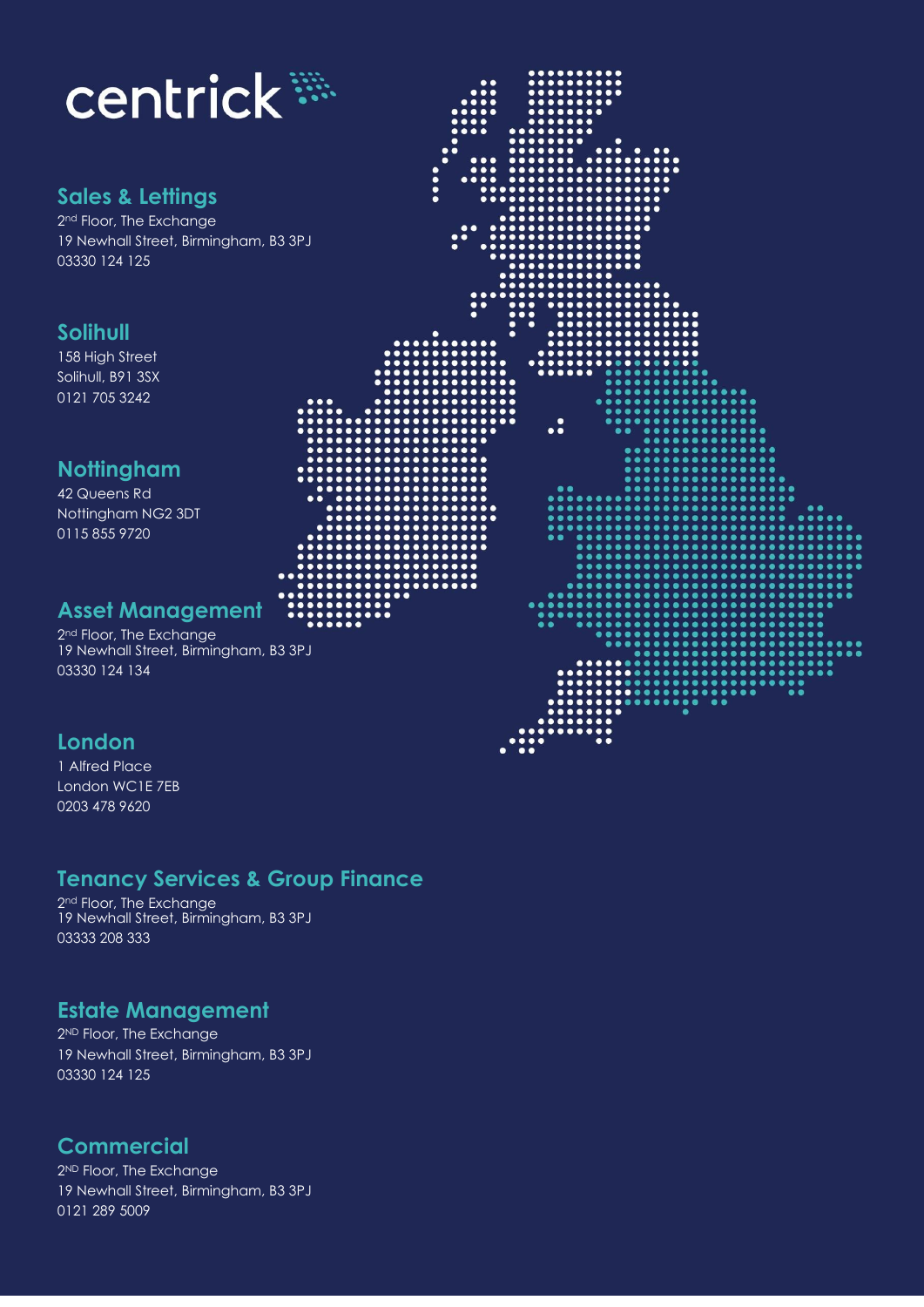# centrick

## Sales & Lettings

2nd Floor, The Exchange
19 Newhall Street, Birmingham, B3 3PJ
03330 124 125

## Solihull

158 High Street
Solihull, B91 3SX
0121 705 3242

## Nottingham

42 Queens Rd
Nottingham NG2 3DT
0115 855 9720

## Asset Management

2nd Floor, The Exchange
19 Newhall Street, Birmingham, B3 3PJ
03330 124 134

## London

1 Alfred Place
London WC1E 7EB
0203 478 9620

## Tenancy Services & Group Finance

2nd Floor, The Exchange
19 Newhall Street, Birmingham, B3 3PJ
03333 208 333

## Estate Management

2ND Floor, The Exchange
19 Newhall Street, Birmingham, B3 3PJ
03330 124 125

## Commercial

2ND Floor, The Exchange
19 Newhall Street, Birmingham, B3 3PJ
0121 289 5009